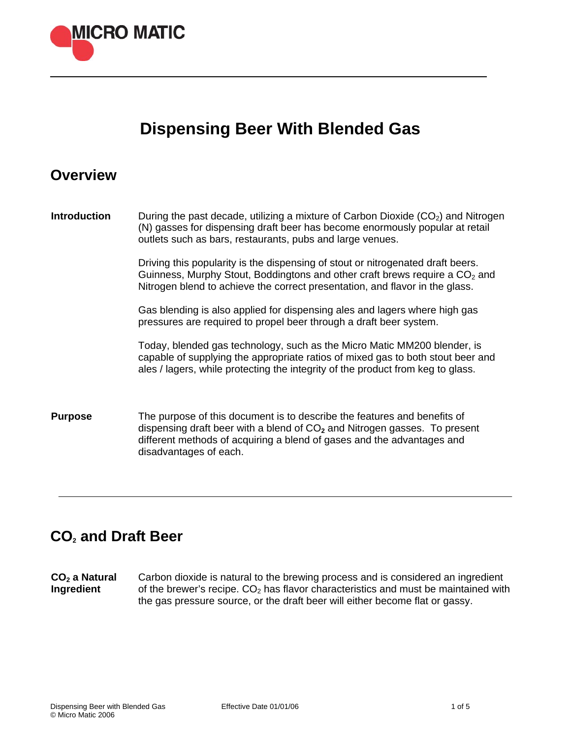# Dispensing Beer With Blended Gas

## Overview

**Introduction**

During the past decade, utilizing a mixture of Carbon Dioxide ($CO_2$) and Nitrogen (N) gasses for dispensing draft beer has become enormously popular at retail outlets such as bars, restaurants, pubs and large venues.

Driving this popularity is the dispensing of stout or nitrogenated draft beers. Guinness, Murphy Stout, Boddingtons and other craft brews require a $CO_2$ and Nitrogen blend to achieve the correct presentation, and flavor in the glass.

Gas blending is also applied for dispensing ales and lagers where high gas pressures are required to propel beer through a draft beer system.

Today, blended gas technology, such as the Micro Matic MM200 blender, is capable of supplying the appropriate ratios of mixed gas to both stout beer and ales / lagers, while protecting the integrity of the product from keg to glass.

**Purpose**

The purpose of this document is to describe the features and benefits of dispensing draft beer with a blend of $CO_2$ and Nitrogen gasses. To present different methods of acquiring a blend of gases and the advantages and disadvantages of each.

## $CO_2$ and Draft Beer

**$CO_2$ a Natural Ingredient**

Carbon dioxide is natural to the brewing process and is considered an ingredient of the brewer's recipe. $CO_2$ has flavor characteristics and must be maintained with the gas pressure source, or the draft beer will either become flat or gassy.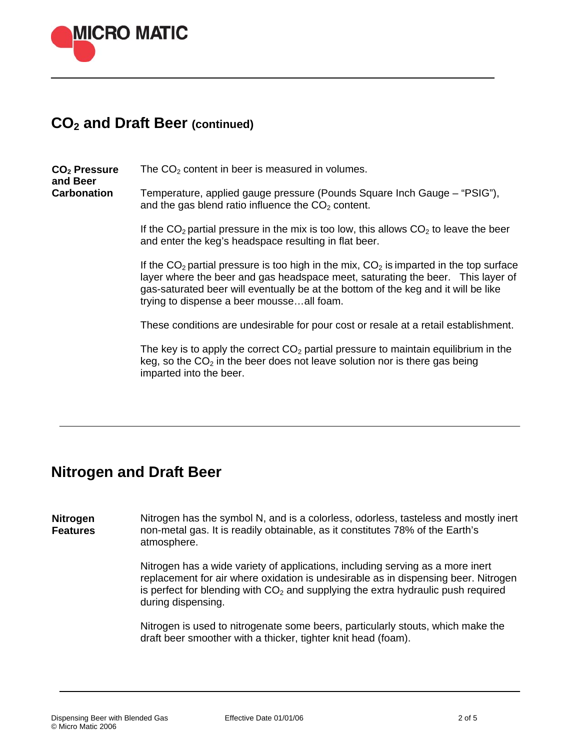## $CO_2$ and Draft Beer (continued)

**$CO_2$ Pressure and Beer Carbonation**

The $CO_2$ content in beer is measured in volumes.

Temperature, applied gauge pressure (Pounds Square Inch Gauge – "PSIG"), and the gas blend ratio influence the $CO_2$ content.

If the $CO_2$ partial pressure in the mix is too low, this allows $CO_2$ to leave the beer and enter the keg's headspace resulting in flat beer.

If the $CO_2$ partial pressure is too high in the mix, $CO_2$ is imparted in the top surface layer where the beer and gas headspace meet, saturating the beer. This layer of gas-saturated beer will eventually be at the bottom of the keg and it will be like trying to dispense a beer mousse…all foam.

These conditions are undesirable for pour cost or resale at a retail establishment.

The key is to apply the correct $CO_2$ partial pressure to maintain equilibrium in the keg, so the $CO_2$ in the beer does not leave solution nor is there gas being imparted into the beer.

## Nitrogen and Draft Beer

**Nitrogen Features**

Nitrogen has the symbol N, and is a colorless, odorless, tasteless and mostly inert non-metal gas. It is readily obtainable, as it constitutes 78% of the Earth's atmosphere.

Nitrogen has a wide variety of applications, including serving as a more inert replacement for air where oxidation is undesirable as in dispensing beer. Nitrogen is perfect for blending with $CO_2$ and supplying the extra hydraulic push required during dispensing.

Nitrogen is used to nitrogenate some beers, particularly stouts, which make the draft beer smoother with a thicker, tighter knit head (foam).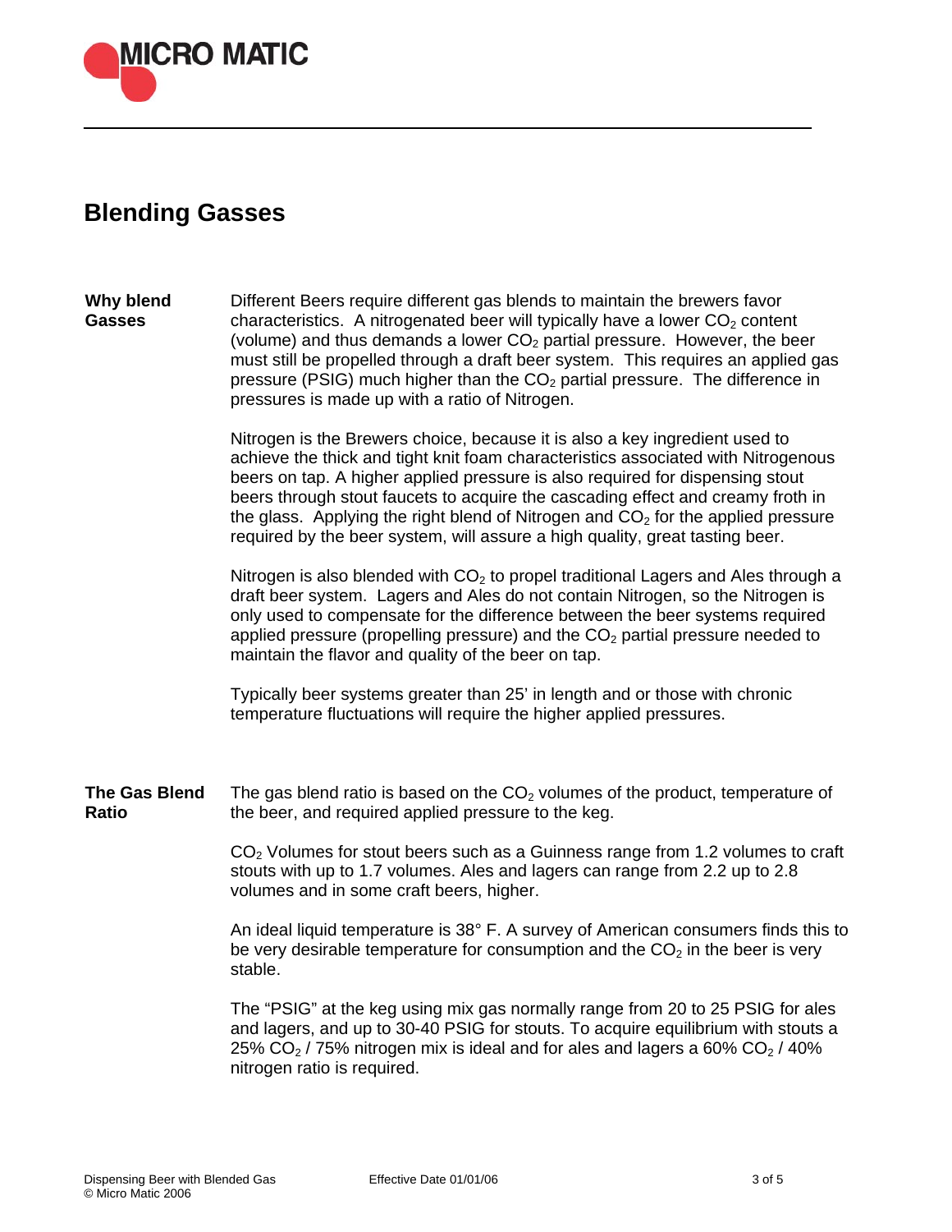## Blending Gasses

**Why blend Gasses**

Different Beers require different gas blends to maintain the brewers favor characteristics. A nitrogenated beer will typically have a lower $CO_2$ content (volume) and thus demands a lower $CO_2$ partial pressure. However, the beer must still be propelled through a draft beer system. This requires an applied gas pressure (PSIG) much higher than the $CO_2$ partial pressure. The difference in pressures is made up with a ratio of Nitrogen.

Nitrogen is the Brewers choice, because it is also a key ingredient used to achieve the thick and tight knit foam characteristics associated with Nitrogenous beers on tap. A higher applied pressure is also required for dispensing stout beers through stout faucets to acquire the cascading effect and creamy froth in the glass. Applying the right blend of Nitrogen and $CO_2$ for the applied pressure required by the beer system, will assure a high quality, great tasting beer.

Nitrogen is also blended with $CO_2$ to propel traditional Lagers and Ales through a draft beer system. Lagers and Ales do not contain Nitrogen, so the Nitrogen is only used to compensate for the difference between the beer systems required applied pressure (propelling pressure) and the $CO_2$ partial pressure needed to maintain the flavor and quality of the beer on tap.

Typically beer systems greater than 25' in length and or those with chronic temperature fluctuations will require the higher applied pressures.

**The Gas Blend Ratio**

The gas blend ratio is based on the $CO_2$ volumes of the product, temperature of the beer, and required applied pressure to the keg.

$CO_2$ Volumes for stout beers such as a Guinness range from 1.2 volumes to craft stouts with up to 1.7 volumes. Ales and lagers can range from 2.2 up to 2.8 volumes and in some craft beers, higher.

An ideal liquid temperature is 38° F. A survey of American consumers finds this to be very desirable temperature for consumption and the $CO_2$ in the beer is very stable.

The "PSIG" at the keg using mix gas normally range from 20 to 25 PSIG for ales and lagers, and up to 30-40 PSIG for stouts. To acquire equilibrium with stouts a 25% $CO_2$ / 75% nitrogen mix is ideal and for ales and lagers a 60% $CO_2$ / 40% nitrogen ratio is required.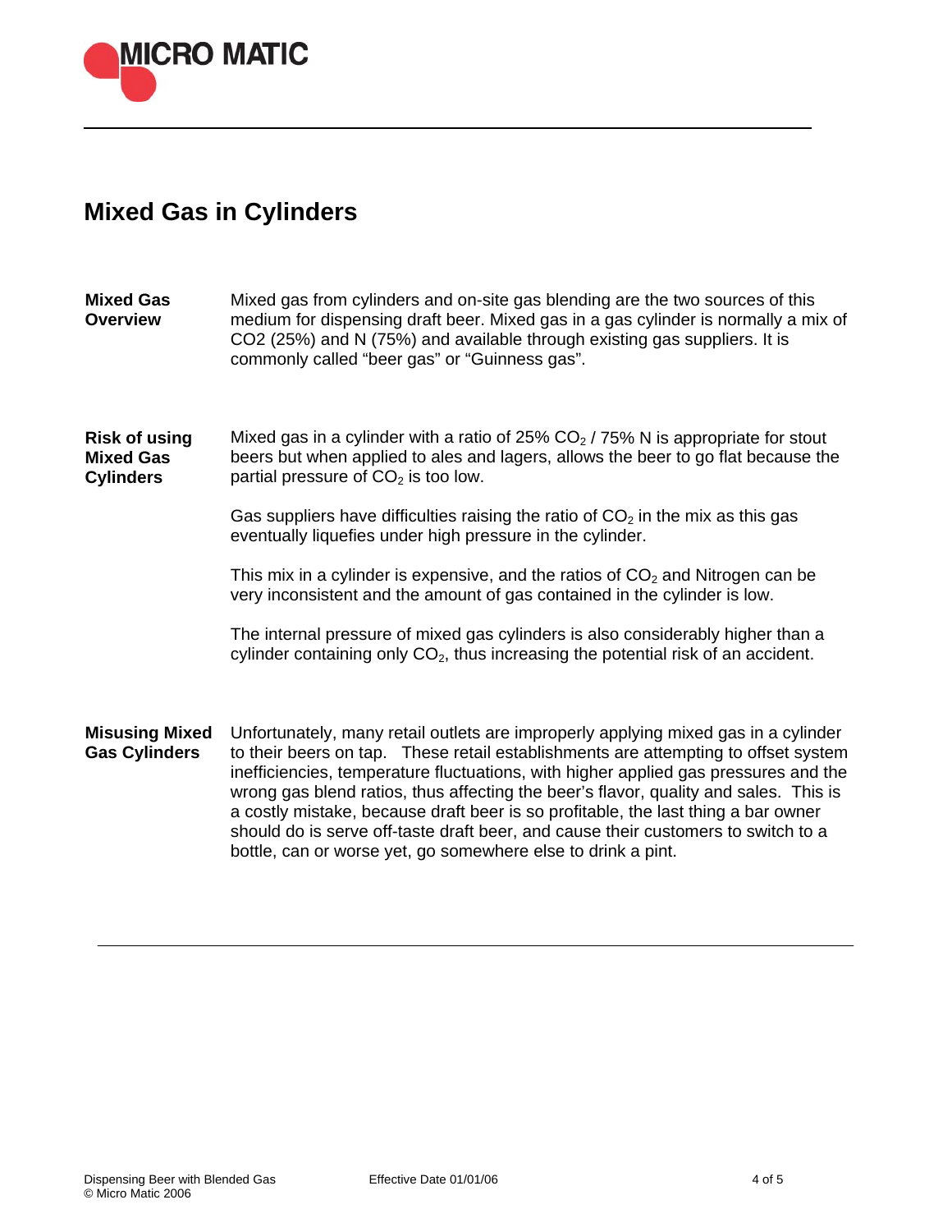# Mixed Gas in Cylinders

**Mixed Gas Overview**

Mixed gas from cylinders and on-site gas blending are the two sources of this medium for dispensing draft beer. Mixed gas in a gas cylinder is normally a mix of CO2 (25%) and N (75%) and available through existing gas suppliers. It is commonly called "beer gas" or "Guinness gas".

**Risk of using Mixed Gas Cylinders**

Mixed gas in a cylinder with a ratio of 25% $CO_2$ / 75% N is appropriate for stout beers but when applied to ales and lagers, allows the beer to go flat because the partial pressure of $CO_2$ is too low.

Gas suppliers have difficulties raising the ratio of $CO_2$ in the mix as this gas eventually liquefies under high pressure in the cylinder.

This mix in a cylinder is expensive, and the ratios of $CO_2$ and Nitrogen can be very inconsistent and the amount of gas contained in the cylinder is low.

The internal pressure of mixed gas cylinders is also considerably higher than a cylinder containing only $CO_2$, thus increasing the potential risk of an accident.

**Misusing Mixed Gas Cylinders**

Unfortunately, many retail outlets are improperly applying mixed gas in a cylinder to their beers on tap. These retail establishments are attempting to offset system inefficiencies, temperature fluctuations, with higher applied gas pressures and the wrong gas blend ratios, thus affecting the beer's flavor, quality and sales. This is a costly mistake, because draft beer is so profitable, the last thing a bar owner should do is serve off-taste draft beer, and cause their customers to switch to a bottle, can or worse yet, go somewhere else to drink a pint.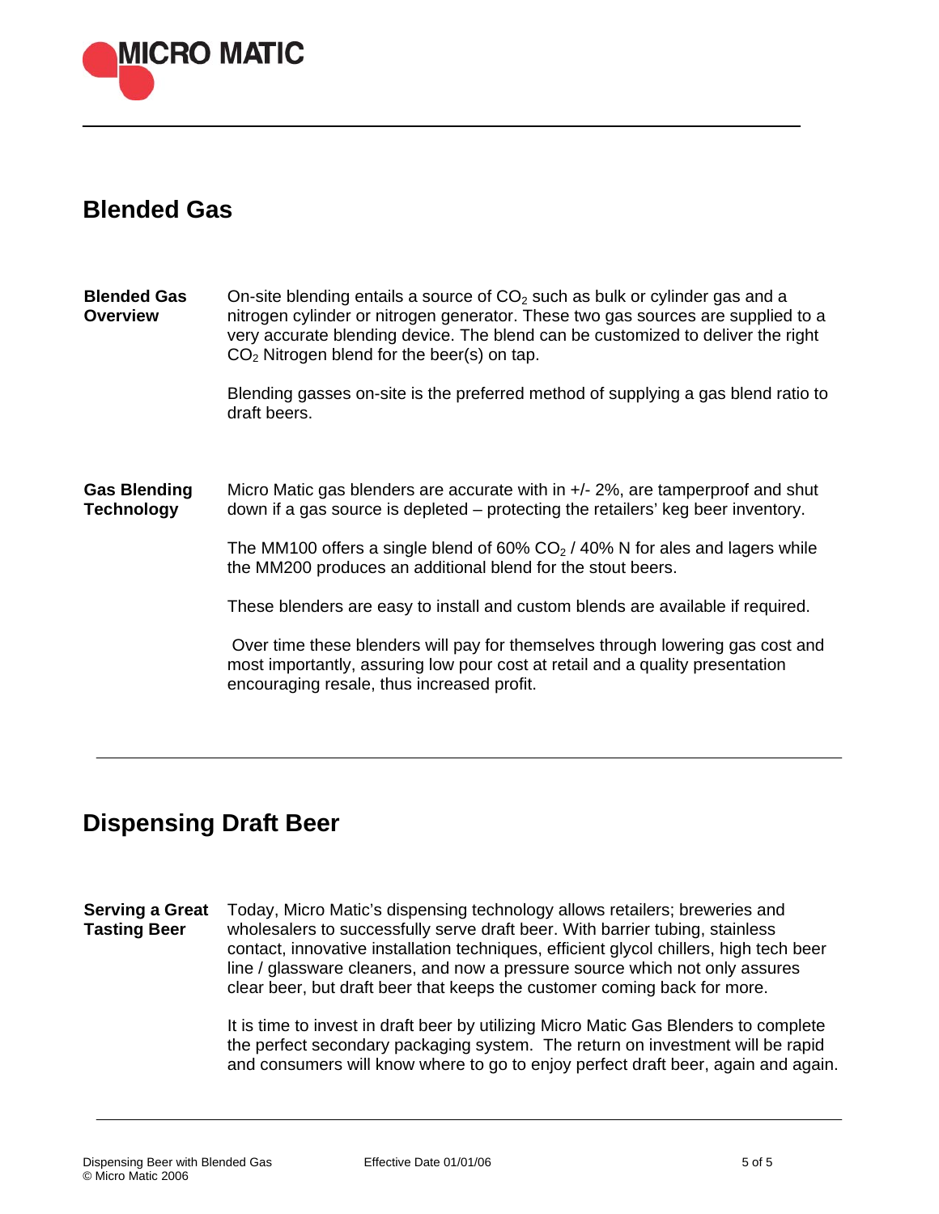# Blended Gas

**Blended Gas Overview**

On-site blending entails a source of $CO_2$ such as bulk or cylinder gas and a nitrogen cylinder or nitrogen generator. These two gas sources are supplied to a very accurate blending device. The blend can be customized to deliver the right $CO_2$ Nitrogen blend for the beer(s) on tap.

Blending gasses on-site is the preferred method of supplying a gas blend ratio to draft beers.

**Gas Blending Technology**

Micro Matic gas blenders are accurate with in +/- 2%, are tamperproof and shut down if a gas source is depleted – protecting the retailers' keg beer inventory.

The MM100 offers a single blend of 60% $CO_2$ / 40% N for ales and lagers while the MM200 produces an additional blend for the stout beers.

These blenders are easy to install and custom blends are available if required.

Over time these blenders will pay for themselves through lowering gas cost and most importantly, assuring low pour cost at retail and a quality presentation encouraging resale, thus increased profit.

# Dispensing Draft Beer

**Serving a Great Tasting Beer**

Today, Micro Matic's dispensing technology allows retailers; breweries and wholesalers to successfully serve draft beer. With barrier tubing, stainless contact, innovative installation techniques, efficient glycol chillers, high tech beer line / glassware cleaners, and now a pressure source which not only assures clear beer, but draft beer that keeps the customer coming back for more.

It is time to invest in draft beer by utilizing Micro Matic Gas Blenders to complete the perfect secondary packaging system. The return on investment will be rapid and consumers will know where to go to enjoy perfect draft beer, again and again.